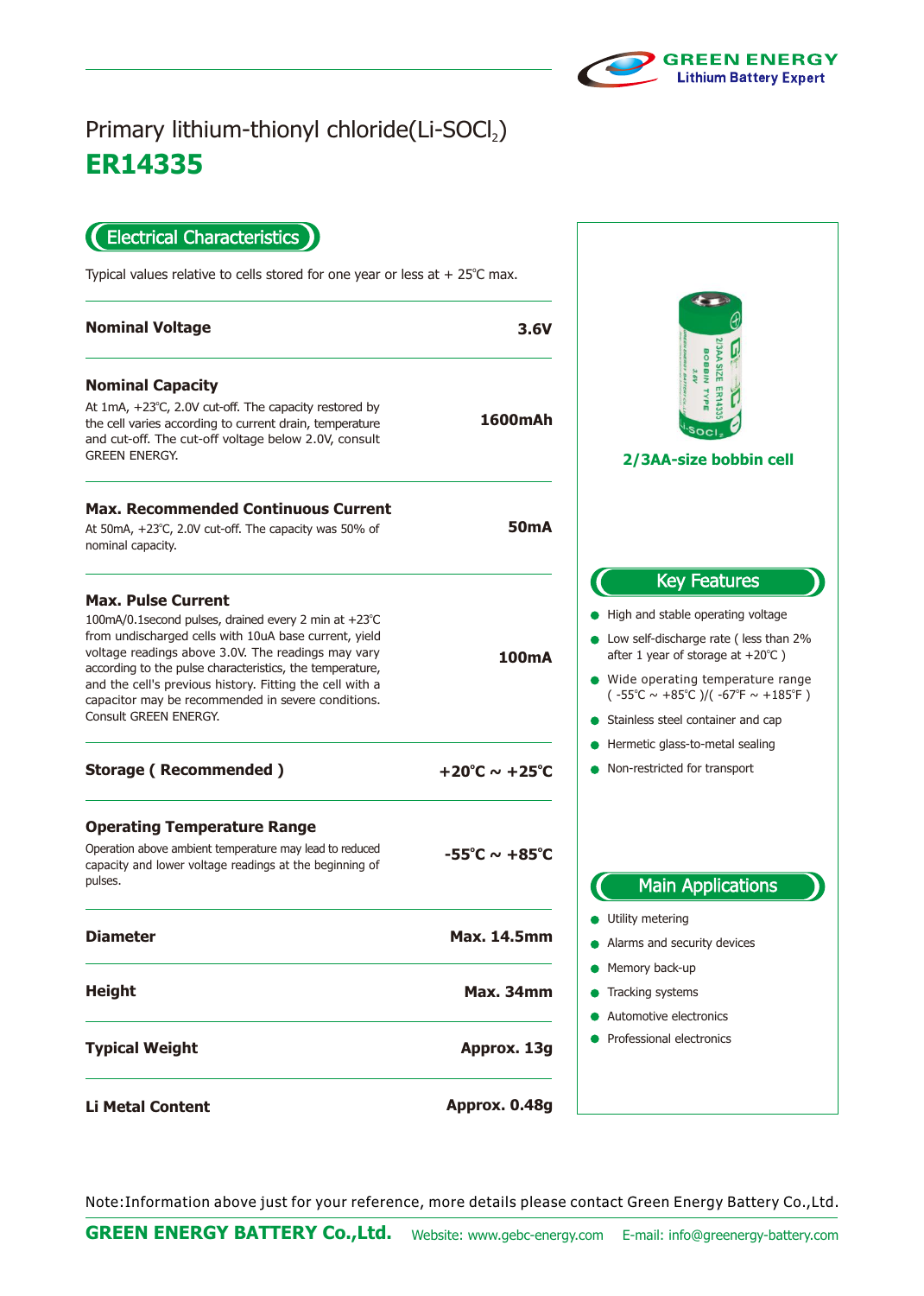# Primary lithium-thionyl chloride(Li-$SOCl_2$)

# ER14335

## Electrical Characteristics

Typical values relative to cells stored for one year or less at + 25℃ max.

| | |
|---|---|
| **Nominal Voltage** | **3.6V** |
| **Nominal Capacity**<br>At 1mA, +23℃, 2.0V cut-off. The capacity restored by the cell varies according to current drain, temperature and cut-off. The cut-off voltage below 2.0V, consult GREEN ENERGY. | **1600mAh** |
| **Max. Recommended Continuous Current**<br>At 50mA, +23℃, 2.0V cut-off. The capacity was 50% of nominal capacity. | **50mA** |
| **Max. Pulse Current**<br>100mA/0.1second pulses, drained every 2 min at +23℃ from undischarged cells with 10uA base current, yield voltage readings above 3.0V. The readings may vary according to the pulse characteristics, the temperature, and the cell's previous history. Fitting the cell with a capacitor may be recommended in severe conditions. Consult GREEN ENERGY. | **100mA** |
| **Storage ( Recommended )** | **+20℃ ~ +25℃** |
| **Operating Temperature Range**<br>Operation above ambient temperature may lead to reduced capacity and lower voltage readings at the beginning of pulses. | **-55℃ ~ +85℃** |
| **Diameter** | **Max. 14.5mm** |
| **Height** | **Max. 34mm** |
| **Typical Weight** | **Approx. 13g** |
| **Li Metal Content** | **Approx. 0.48g** |

**2/3AA-size bobbin cell**

## Key Features

- High and stable operating voltage
- Low self-discharge rate ( less than 2% after 1 year of storage at +20℃ )
- Wide operating temperature range ( -55℃ ~ +85℃ )/( -67℉ ~ +185℉ )
- Stainless steel container and cap
- Hermetic glass-to-metal sealing
- Non-restricted for transport

## Main Applications

- Utility metering
- Alarms and security devices
- Memory back-up
- Tracking systems
- Automotive electronics
- Professional electronics

Note:Information above just for your reference, more details please contact Green Energy Battery Co.,Ltd.

**GREEN ENERGY BATTERY Co.,Ltd.** Website: www.gebc-energy.com E-mail: info@greenergy-battery.com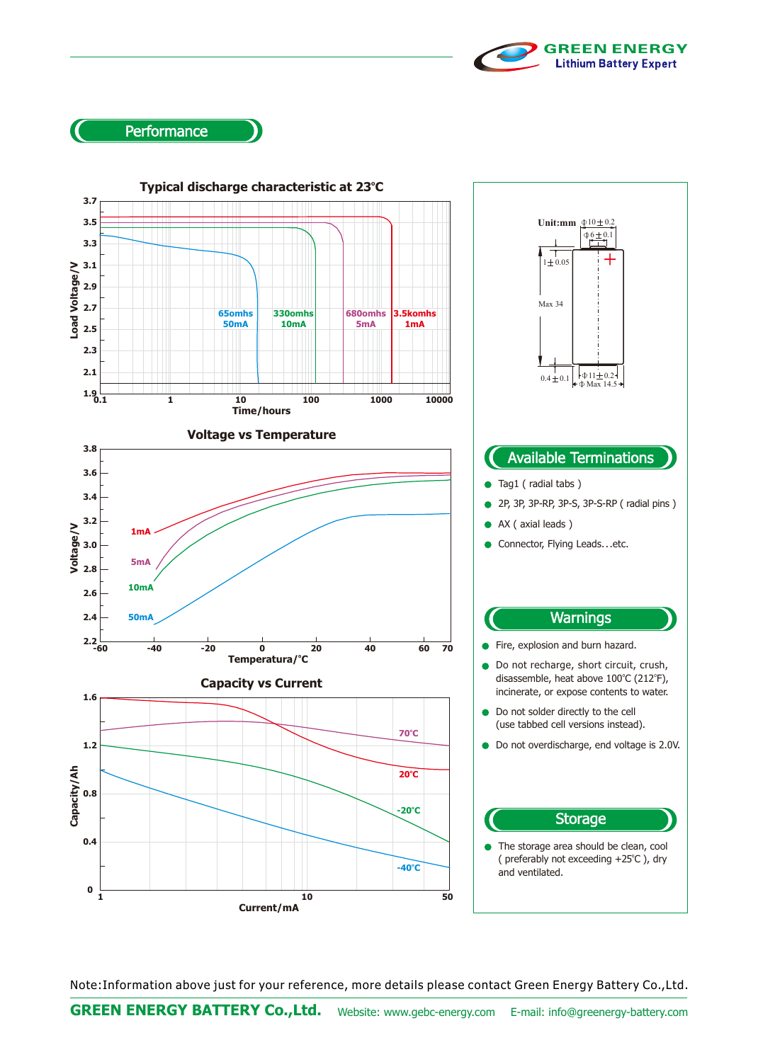## Performance

### Typical discharge characteristic at 23℃

Load Voltage/V

3.7
3.5
3.3
3.1
2.9
2.7
2.5
2.3
2.1
1.9

0.1 1 10 100 1000 10000

Time/hours

65omhs 50mA
330omhs 10mA
680omhs 5mA
3.5komhs 1mA

### Voltage vs Temperature

Voltage/V

3.8
3.6
3.4
3.2
3.0
2.8
2.6
2.4
2.2

-60 -40 -20 0 20 40 60 70

Temperatura/℃

1mA
5mA
10mA
50mA

### Capacity vs Current

Capacity/Ah

1.6
1.2
0.8
0.4
0

1 10 50

Current/mA

70℃
20℃
-20℃
-40℃

Unit:mm

Φ10±0.2
Φ6±0.1
1±0.05
Max 34
0.4±0.1
Φ11±0.2
Φ Max 14.5

## Available Terminations

- Tag1 ( radial tabs )
- 2P, 3P, 3P-RP, 3P-S, 3P-S-RP ( radial pins )
- AX ( axial leads )
- Connector, Flying Leads…etc.

## Warnings

- Fire, explosion and burn hazard.
- Do not recharge, short circuit, crush, disassemble, heat above 100℃ (212℉), incinerate, or expose contents to water.
- Do not solder directly to the cell (use tabbed cell versions instead).
- Do not overdischarge, end voltage is 2.0V.

## Storage

- The storage area should be clean, cool ( preferably not exceeding +25℃ ), dry and ventilated.

Note:Information above just for your reference, more details please contact Green Energy Battery Co.,Ltd.

**GREEN ENERGY BATTERY Co.,Ltd.** Website: www.gebc-energy.com E-mail: info@greenergy-battery.com